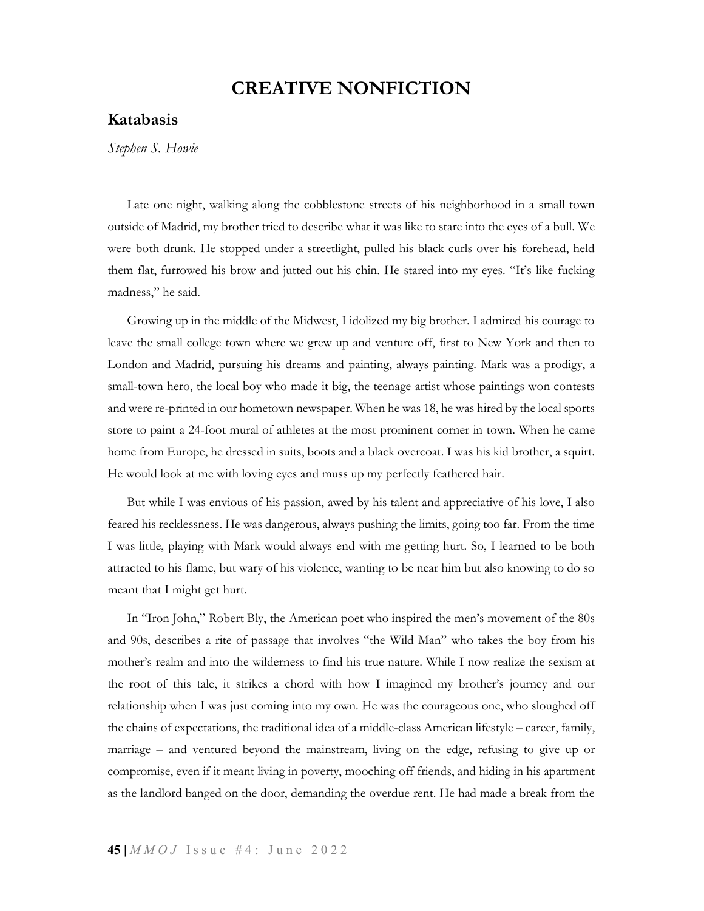# CREATIVE NONFICTION

## Katabasis

*Stephen S. Howie*

Late one night, walking along the cobblestone streets of his neighborhood in a small town outside of Madrid, my brother tried to describe what it was like to stare into the eyes of a bull. We were both drunk. He stopped under a streetlight, pulled his black curls over his forehead, held them flat, furrowed his brow and jutted out his chin. He stared into my eyes. "It's like fucking madness," he said.

Growing up in the middle of the Midwest, I idolized my big brother. I admired his courage to leave the small college town where we grew up and venture off, first to New York and then to London and Madrid, pursuing his dreams and painting, always painting. Mark was a prodigy, a small-town hero, the local boy who made it big, the teenage artist whose paintings won contests and were re-printed in our hometown newspaper. When he was 18, he was hired by the local sports store to paint a 24-foot mural of athletes at the most prominent corner in town. When he came home from Europe, he dressed in suits, boots and a black overcoat. I was his kid brother, a squirt. He would look at me with loving eyes and muss up my perfectly feathered hair.

But while I was envious of his passion, awed by his talent and appreciative of his love, I also feared his recklessness. He was dangerous, always pushing the limits, going too far. From the time I was little, playing with Mark would always end with me getting hurt. So, I learned to be both attracted to his flame, but wary of his violence, wanting to be near him but also knowing to do so meant that I might get hurt.

In "Iron John," Robert Bly, the American poet who inspired the men's movement of the 80s and 90s, describes a rite of passage that involves "the Wild Man" who takes the boy from his mother's realm and into the wilderness to find his true nature. While I now realize the sexism at the root of this tale, it strikes a chord with how I imagined my brother's journey and our relationship when I was just coming into my own. He was the courageous one, who sloughed off the chains of expectations, the traditional idea of a middle-class American lifestyle – career, family, marriage – and ventured beyond the mainstream, living on the edge, refusing to give up or compromise, even if it meant living in poverty, mooching off friends, and hiding in his apartment as the landlord banged on the door, demanding the overdue rent. He had made a break from the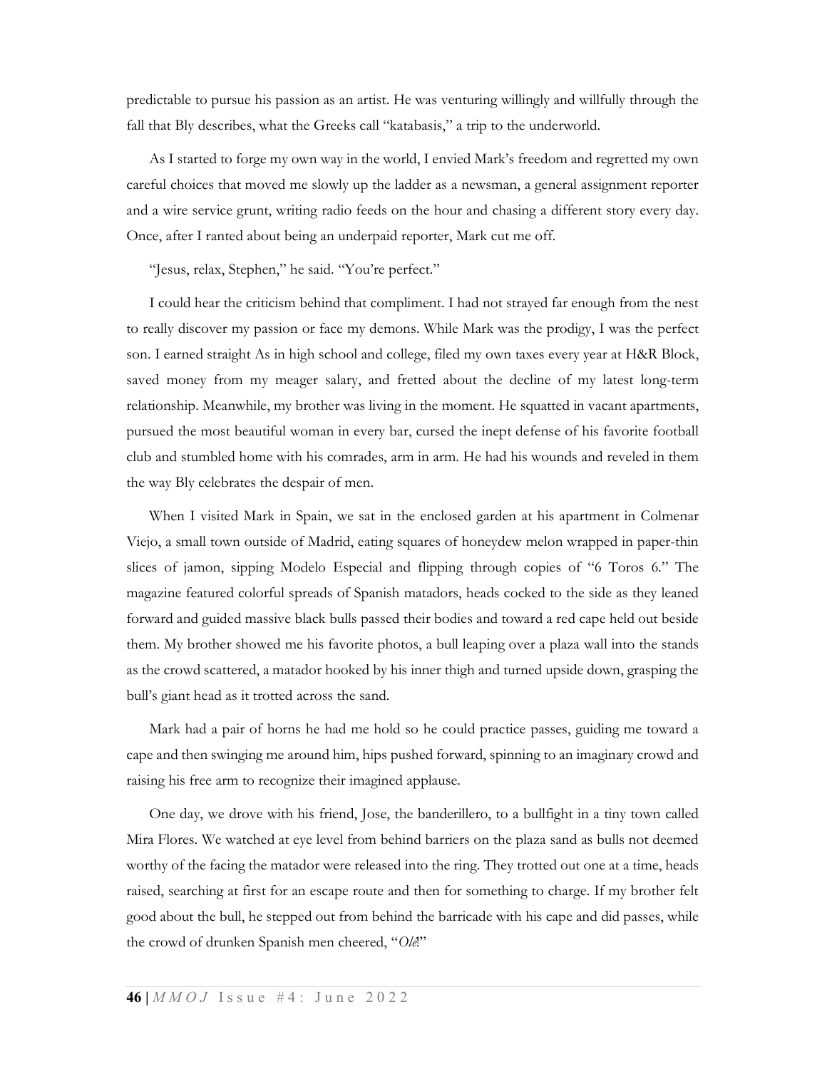predictable to pursue his passion as an artist. He was venturing willingly and willfully through the fall that Bly describes, what the Greeks call "katabasis," a trip to the underworld.

As I started to forge my own way in the world, I envied Mark's freedom and regretted my own careful choices that moved me slowly up the ladder as a newsman, a general assignment reporter and a wire service grunt, writing radio feeds on the hour and chasing a different story every day. Once, after I ranted about being an underpaid reporter, Mark cut me off.

"Jesus, relax, Stephen," he said. "You're perfect."

I could hear the criticism behind that compliment. I had not strayed far enough from the nest to really discover my passion or face my demons. While Mark was the prodigy, I was the perfect son. I earned straight As in high school and college, filed my own taxes every year at H&R Block, saved money from my meager salary, and fretted about the decline of my latest long-term relationship. Meanwhile, my brother was living in the moment. He squatted in vacant apartments, pursued the most beautiful woman in every bar, cursed the inept defense of his favorite football club and stumbled home with his comrades, arm in arm. He had his wounds and reveled in them the way Bly celebrates the despair of men.

When I visited Mark in Spain, we sat in the enclosed garden at his apartment in Colmenar Viejo, a small town outside of Madrid, eating squares of honeydew melon wrapped in paper-thin slices of jamon, sipping Modelo Especial and flipping through copies of "6 Toros 6." The magazine featured colorful spreads of Spanish matadors, heads cocked to the side as they leaned forward and guided massive black bulls passed their bodies and toward a red cape held out beside them. My brother showed me his favorite photos, a bull leaping over a plaza wall into the stands as the crowd scattered, a matador hooked by his inner thigh and turned upside down, grasping the bull's giant head as it trotted across the sand.

Mark had a pair of horns he had me hold so he could practice passes, guiding me toward a cape and then swinging me around him, hips pushed forward, spinning to an imaginary crowd and raising his free arm to recognize their imagined applause.

One day, we drove with his friend, Jose, the banderillero, to a bullfight in a tiny town called Mira Flores. We watched at eye level from behind barriers on the plaza sand as bulls not deemed worthy of the facing the matador were released into the ring. They trotted out one at a time, heads raised, searching at first for an escape route and then for something to charge. If my brother felt good about the bull, he stepped out from behind the barricade with his cape and did passes, while the crowd of drunken Spanish men cheered, "*Olé*!"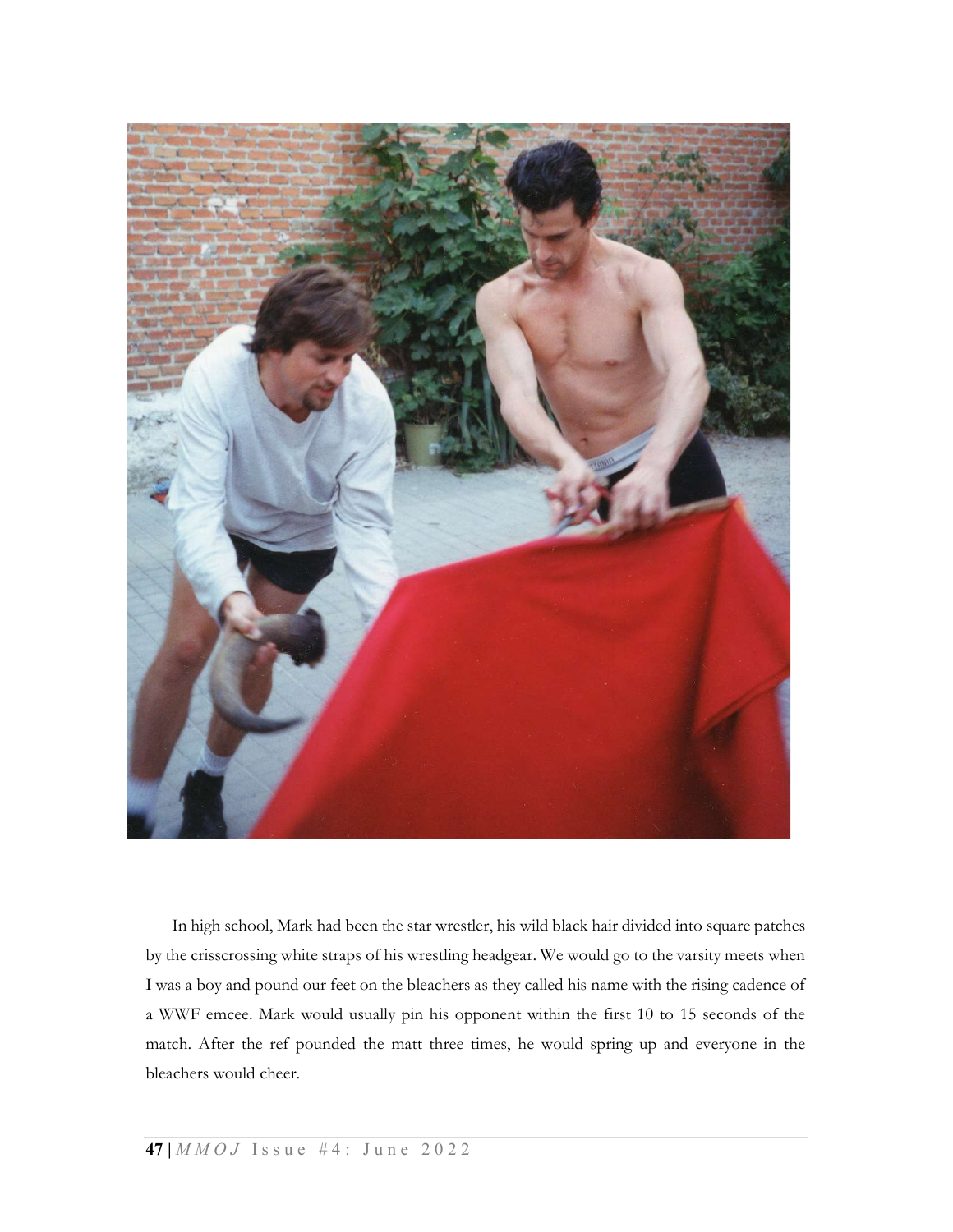In high school, Mark had been the star wrestler, his wild black hair divided into square patches by the crisscrossing white straps of his wrestling headgear. We would go to the varsity meets when I was a boy and pound our feet on the bleachers as they called his name with the rising cadence of a WWF emcee. Mark would usually pin his opponent within the first 10 to 15 seconds of the match. After the ref pounded the matt three times, he would spring up and everyone in the bleachers would cheer.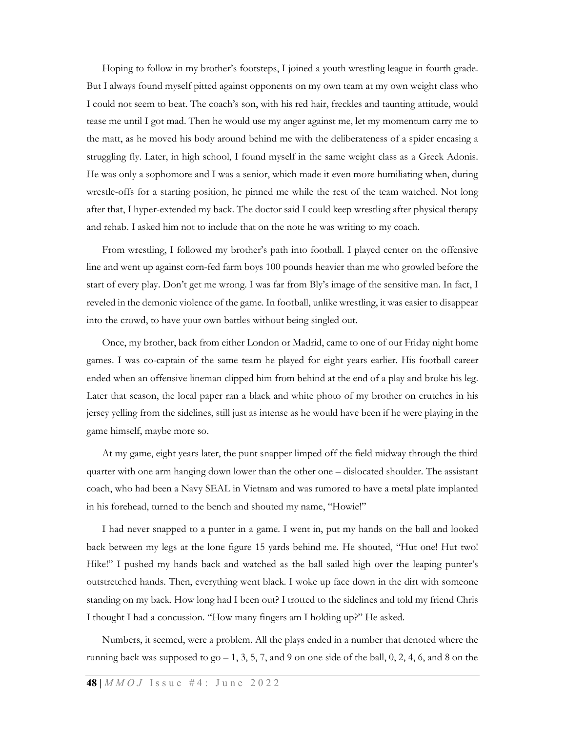Hoping to follow in my brother's footsteps, I joined a youth wrestling league in fourth grade. But I always found myself pitted against opponents on my own team at my own weight class who I could not seem to beat. The coach's son, with his red hair, freckles and taunting attitude, would tease me until I got mad. Then he would use my anger against me, let my momentum carry me to the matt, as he moved his body around behind me with the deliberateness of a spider encasing a struggling fly. Later, in high school, I found myself in the same weight class as a Greek Adonis. He was only a sophomore and I was a senior, which made it even more humiliating when, during wrestle-offs for a starting position, he pinned me while the rest of the team watched. Not long after that, I hyper-extended my back. The doctor said I could keep wrestling after physical therapy and rehab. I asked him not to include that on the note he was writing to my coach.

From wrestling, I followed my brother's path into football. I played center on the offensive line and went up against corn-fed farm boys 100 pounds heavier than me who growled before the start of every play. Don't get me wrong. I was far from Bly's image of the sensitive man. In fact, I reveled in the demonic violence of the game. In football, unlike wrestling, it was easier to disappear into the crowd, to have your own battles without being singled out.

Once, my brother, back from either London or Madrid, came to one of our Friday night home games. I was co-captain of the same team he played for eight years earlier. His football career ended when an offensive lineman clipped him from behind at the end of a play and broke his leg. Later that season, the local paper ran a black and white photo of my brother on crutches in his jersey yelling from the sidelines, still just as intense as he would have been if he were playing in the game himself, maybe more so.

At my game, eight years later, the punt snapper limped off the field midway through the third quarter with one arm hanging down lower than the other one – dislocated shoulder. The assistant coach, who had been a Navy SEAL in Vietnam and was rumored to have a metal plate implanted in his forehead, turned to the bench and shouted my name, "Howie!"

I had never snapped to a punter in a game. I went in, put my hands on the ball and looked back between my legs at the lone figure 15 yards behind me. He shouted, "Hut one! Hut two! Hike!" I pushed my hands back and watched as the ball sailed high over the leaping punter's outstretched hands. Then, everything went black. I woke up face down in the dirt with someone standing on my back. How long had I been out? I trotted to the sidelines and told my friend Chris I thought I had a concussion. "How many fingers am I holding up?" He asked.

Numbers, it seemed, were a problem. All the plays ended in a number that denoted where the running back was supposed to go – 1, 3, 5, 7, and 9 on one side of the ball, 0, 2, 4, 6, and 8 on the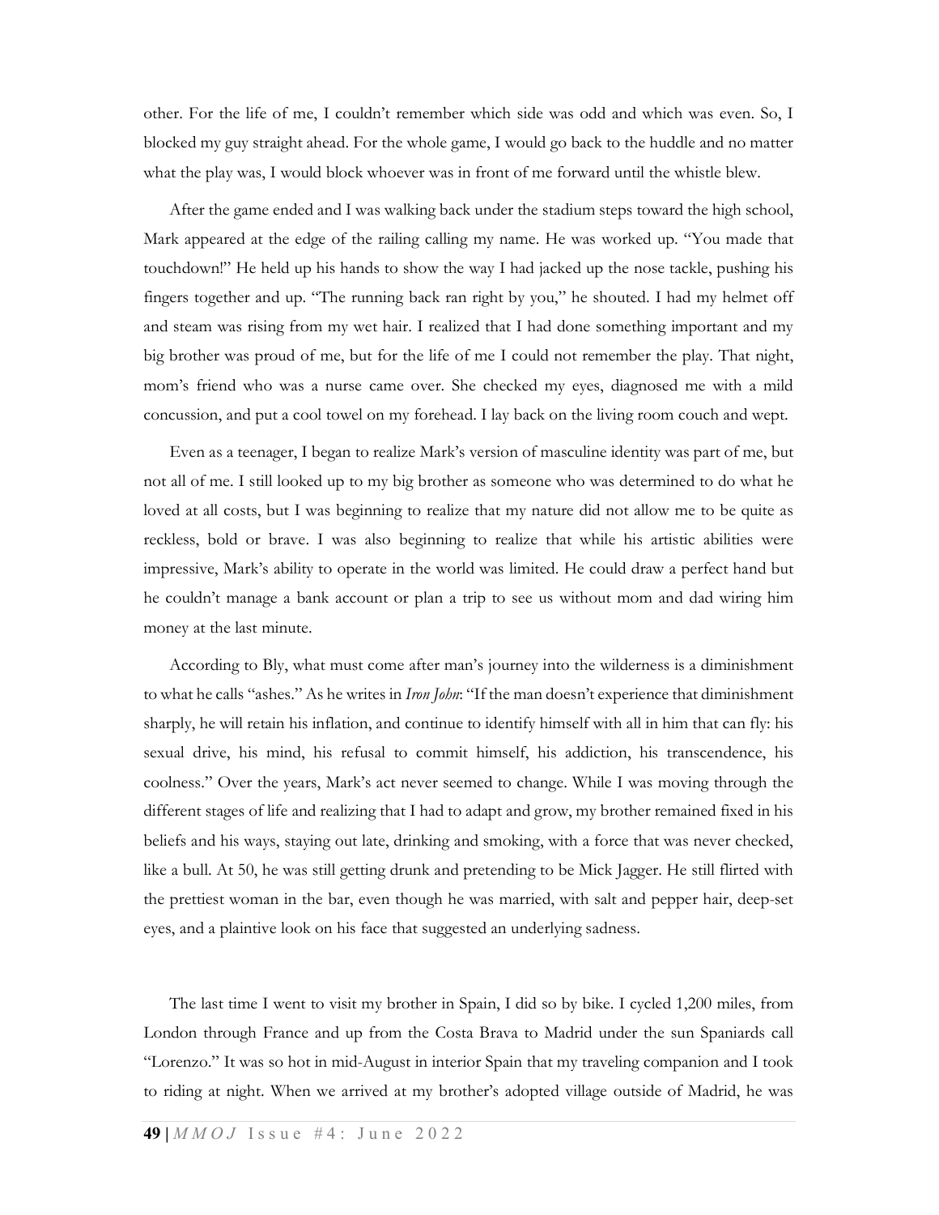other. For the life of me, I couldn't remember which side was odd and which was even. So, I blocked my guy straight ahead. For the whole game, I would go back to the huddle and no matter what the play was, I would block whoever was in front of me forward until the whistle blew.

After the game ended and I was walking back under the stadium steps toward the high school, Mark appeared at the edge of the railing calling my name. He was worked up. "You made that touchdown!" He held up his hands to show the way I had jacked up the nose tackle, pushing his fingers together and up. "The running back ran right by you," he shouted. I had my helmet off and steam was rising from my wet hair. I realized that I had done something important and my big brother was proud of me, but for the life of me I could not remember the play. That night, mom's friend who was a nurse came over. She checked my eyes, diagnosed me with a mild concussion, and put a cool towel on my forehead. I lay back on the living room couch and wept.

Even as a teenager, I began to realize Mark's version of masculine identity was part of me, but not all of me. I still looked up to my big brother as someone who was determined to do what he loved at all costs, but I was beginning to realize that my nature did not allow me to be quite as reckless, bold or brave. I was also beginning to realize that while his artistic abilities were impressive, Mark's ability to operate in the world was limited. He could draw a perfect hand but he couldn't manage a bank account or plan a trip to see us without mom and dad wiring him money at the last minute.

According to Bly, what must come after man's journey into the wilderness is a diminishment to what he calls "ashes." As he writes in *Iron John*: "If the man doesn't experience that diminishment sharply, he will retain his inflation, and continue to identify himself with all in him that can fly: his sexual drive, his mind, his refusal to commit himself, his addiction, his transcendence, his coolness." Over the years, Mark's act never seemed to change. While I was moving through the different stages of life and realizing that I had to adapt and grow, my brother remained fixed in his beliefs and his ways, staying out late, drinking and smoking, with a force that was never checked, like a bull. At 50, he was still getting drunk and pretending to be Mick Jagger. He still flirted with the prettiest woman in the bar, even though he was married, with salt and pepper hair, deep-set eyes, and a plaintive look on his face that suggested an underlying sadness.

The last time I went to visit my brother in Spain, I did so by bike. I cycled 1,200 miles, from London through France and up from the Costa Brava to Madrid under the sun Spaniards call "Lorenzo." It was so hot in mid-August in interior Spain that my traveling companion and I took to riding at night. When we arrived at my brother's adopted village outside of Madrid, he was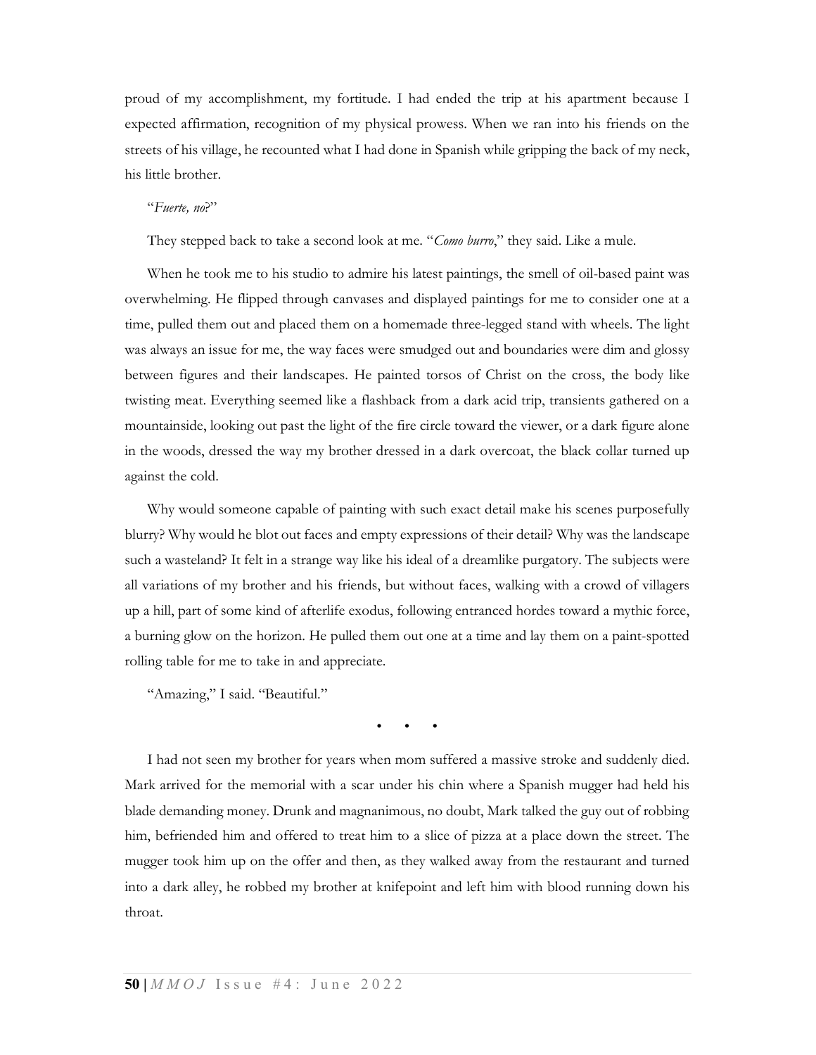proud of my accomplishment, my fortitude. I had ended the trip at his apartment because I expected affirmation, recognition of my physical prowess. When we ran into his friends on the streets of his village, he recounted what I had done in Spanish while gripping the back of my neck, his little brother.

"*Fuerte, no*?"

They stepped back to take a second look at me. "*Como burro*," they said. Like a mule.

When he took me to his studio to admire his latest paintings, the smell of oil-based paint was overwhelming. He flipped through canvases and displayed paintings for me to consider one at a time, pulled them out and placed them on a homemade three-legged stand with wheels. The light was always an issue for me, the way faces were smudged out and boundaries were dim and glossy between figures and their landscapes. He painted torsos of Christ on the cross, the body like twisting meat. Everything seemed like a flashback from a dark acid trip, transients gathered on a mountainside, looking out past the light of the fire circle toward the viewer, or a dark figure alone in the woods, dressed the way my brother dressed in a dark overcoat, the black collar turned up against the cold.

Why would someone capable of painting with such exact detail make his scenes purposefully blurry? Why would he blot out faces and empty expressions of their detail? Why was the landscape such a wasteland? It felt in a strange way like his ideal of a dreamlike purgatory. The subjects were all variations of my brother and his friends, but without faces, walking with a crowd of villagers up a hill, part of some kind of afterlife exodus, following entranced hordes toward a mythic force, a burning glow on the horizon. He pulled them out one at a time and lay them on a paint-spotted rolling table for me to take in and appreciate.

"Amazing," I said. "Beautiful."

• • •

I had not seen my brother for years when mom suffered a massive stroke and suddenly died. Mark arrived for the memorial with a scar under his chin where a Spanish mugger had held his blade demanding money. Drunk and magnanimous, no doubt, Mark talked the guy out of robbing him, befriended him and offered to treat him to a slice of pizza at a place down the street. The mugger took him up on the offer and then, as they walked away from the restaurant and turned into a dark alley, he robbed my brother at knifepoint and left him with blood running down his throat.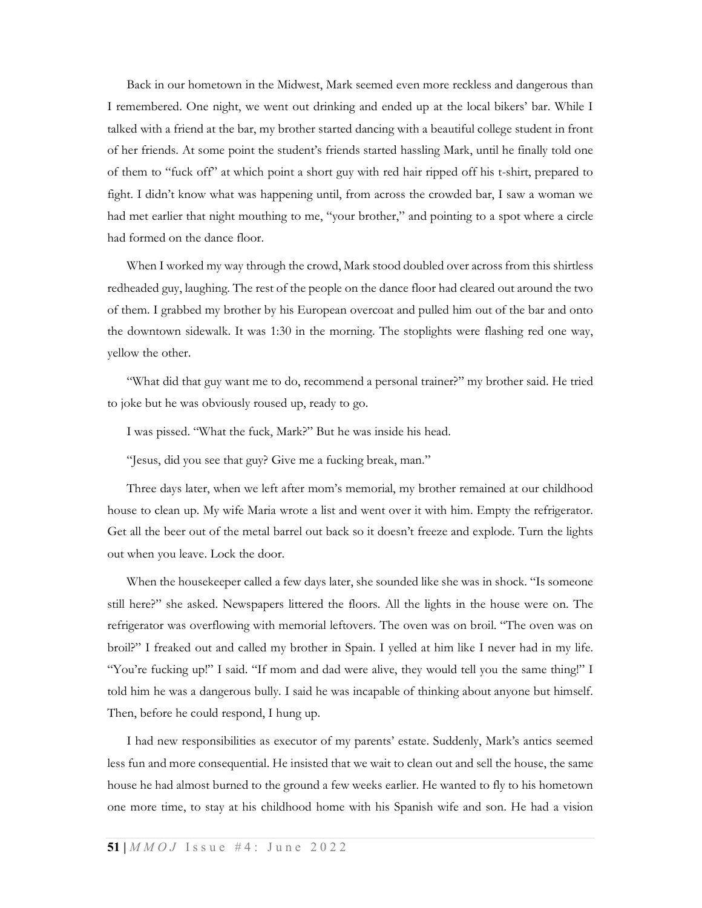Back in our hometown in the Midwest, Mark seemed even more reckless and dangerous than I remembered. One night, we went out drinking and ended up at the local bikers' bar. While I talked with a friend at the bar, my brother started dancing with a beautiful college student in front of her friends. At some point the student's friends started hassling Mark, until he finally told one of them to "fuck off" at which point a short guy with red hair ripped off his t-shirt, prepared to fight. I didn't know what was happening until, from across the crowded bar, I saw a woman we had met earlier that night mouthing to me, "your brother," and pointing to a spot where a circle had formed on the dance floor.

When I worked my way through the crowd, Mark stood doubled over across from this shirtless redheaded guy, laughing. The rest of the people on the dance floor had cleared out around the two of them. I grabbed my brother by his European overcoat and pulled him out of the bar and onto the downtown sidewalk. It was 1:30 in the morning. The stoplights were flashing red one way, yellow the other.

"What did that guy want me to do, recommend a personal trainer?" my brother said. He tried to joke but he was obviously roused up, ready to go.

I was pissed. "What the fuck, Mark?" But he was inside his head.

"Jesus, did you see that guy? Give me a fucking break, man."

Three days later, when we left after mom's memorial, my brother remained at our childhood house to clean up. My wife Maria wrote a list and went over it with him. Empty the refrigerator. Get all the beer out of the metal barrel out back so it doesn't freeze and explode. Turn the lights out when you leave. Lock the door.

When the housekeeper called a few days later, she sounded like she was in shock. "Is someone still here?" she asked. Newspapers littered the floors. All the lights in the house were on. The refrigerator was overflowing with memorial leftovers. The oven was on broil. "The oven was on broil?" I freaked out and called my brother in Spain. I yelled at him like I never had in my life. "You're fucking up!" I said. "If mom and dad were alive, they would tell you the same thing!" I told him he was a dangerous bully. I said he was incapable of thinking about anyone but himself. Then, before he could respond, I hung up.

I had new responsibilities as executor of my parents' estate. Suddenly, Mark's antics seemed less fun and more consequential. He insisted that we wait to clean out and sell the house, the same house he had almost burned to the ground a few weeks earlier. He wanted to fly to his hometown one more time, to stay at his childhood home with his Spanish wife and son. He had a vision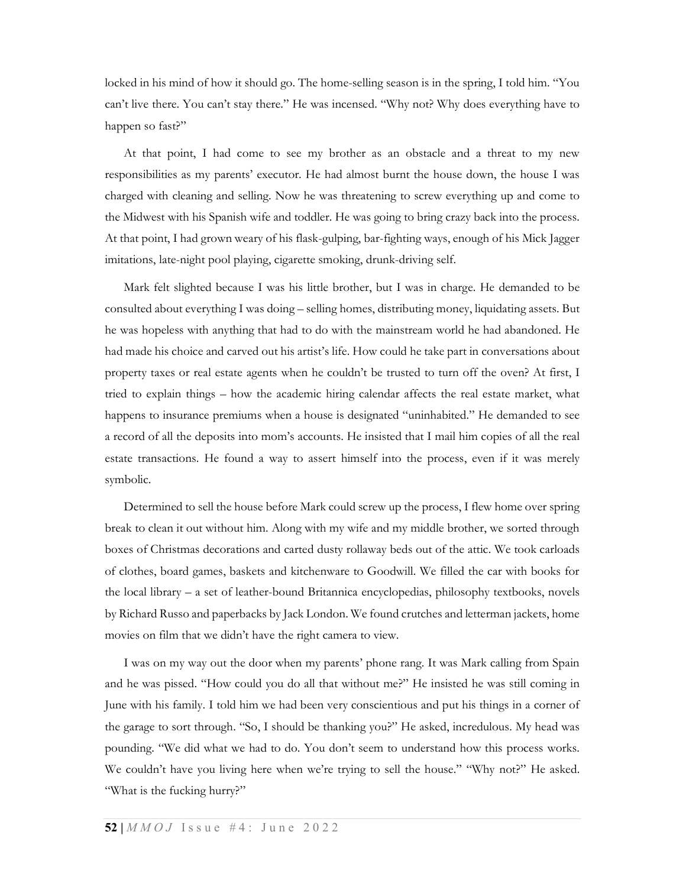locked in his mind of how it should go. The home-selling season is in the spring, I told him. "You can't live there. You can't stay there." He was incensed. "Why not? Why does everything have to happen so fast?"

At that point, I had come to see my brother as an obstacle and a threat to my new responsibilities as my parents' executor. He had almost burnt the house down, the house I was charged with cleaning and selling. Now he was threatening to screw everything up and come to the Midwest with his Spanish wife and toddler. He was going to bring crazy back into the process. At that point, I had grown weary of his flask-gulping, bar-fighting ways, enough of his Mick Jagger imitations, late-night pool playing, cigarette smoking, drunk-driving self.

Mark felt slighted because I was his little brother, but I was in charge. He demanded to be consulted about everything I was doing – selling homes, distributing money, liquidating assets. But he was hopeless with anything that had to do with the mainstream world he had abandoned. He had made his choice and carved out his artist's life. How could he take part in conversations about property taxes or real estate agents when he couldn't be trusted to turn off the oven? At first, I tried to explain things – how the academic hiring calendar affects the real estate market, what happens to insurance premiums when a house is designated "uninhabited." He demanded to see a record of all the deposits into mom's accounts. He insisted that I mail him copies of all the real estate transactions. He found a way to assert himself into the process, even if it was merely symbolic.

Determined to sell the house before Mark could screw up the process, I flew home over spring break to clean it out without him. Along with my wife and my middle brother, we sorted through boxes of Christmas decorations and carted dusty rollaway beds out of the attic. We took carloads of clothes, board games, baskets and kitchenware to Goodwill. We filled the car with books for the local library – a set of leather-bound Britannica encyclopedias, philosophy textbooks, novels by Richard Russo and paperbacks by Jack London. We found crutches and letterman jackets, home movies on film that we didn't have the right camera to view.

I was on my way out the door when my parents' phone rang. It was Mark calling from Spain and he was pissed. "How could you do all that without me?" He insisted he was still coming in June with his family. I told him we had been very conscientious and put his things in a corner of the garage to sort through. "So, I should be thanking you?" He asked, incredulous. My head was pounding. "We did what we had to do. You don't seem to understand how this process works. We couldn't have you living here when we're trying to sell the house." "Why not?" He asked. "What is the fucking hurry?"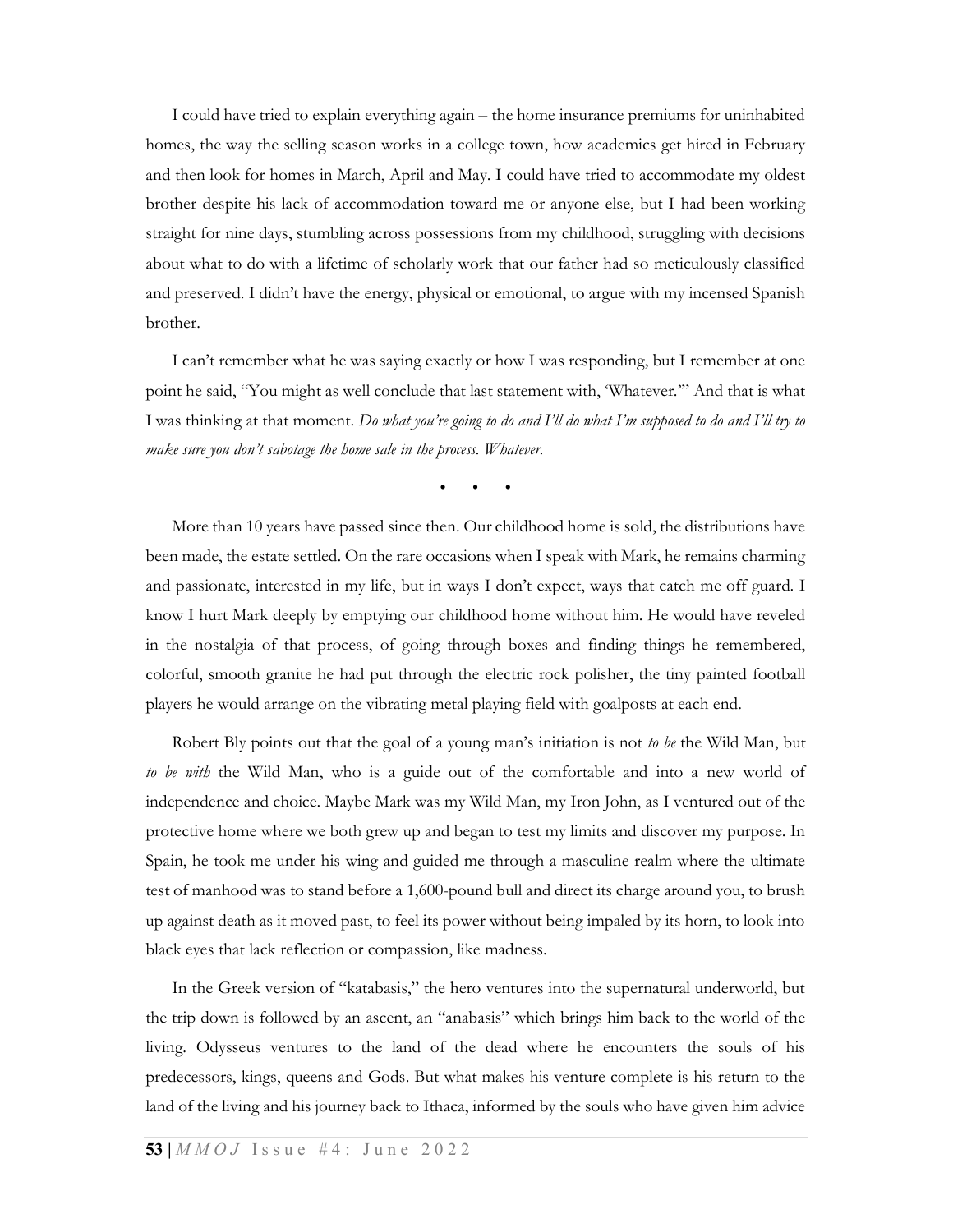I could have tried to explain everything again – the home insurance premiums for uninhabited homes, the way the selling season works in a college town, how academics get hired in February and then look for homes in March, April and May. I could have tried to accommodate my oldest brother despite his lack of accommodation toward me or anyone else, but I had been working straight for nine days, stumbling across possessions from my childhood, struggling with decisions about what to do with a lifetime of scholarly work that our father had so meticulously classified and preserved. I didn't have the energy, physical or emotional, to argue with my incensed Spanish brother.

I can't remember what he was saying exactly or how I was responding, but I remember at one point he said, "You might as well conclude that last statement with, 'Whatever.'" And that is what I was thinking at that moment. *Do what you're going to do and I'll do what I'm supposed to do and I'll try to make sure you don't sabotage the home sale in the process. Whatever.*

• • •

More than 10 years have passed since then. Our childhood home is sold, the distributions have been made, the estate settled. On the rare occasions when I speak with Mark, he remains charming and passionate, interested in my life, but in ways I don't expect, ways that catch me off guard. I know I hurt Mark deeply by emptying our childhood home without him. He would have reveled in the nostalgia of that process, of going through boxes and finding things he remembered, colorful, smooth granite he had put through the electric rock polisher, the tiny painted football players he would arrange on the vibrating metal playing field with goalposts at each end.

Robert Bly points out that the goal of a young man's initiation is not *to be* the Wild Man, but *to be with* the Wild Man, who is a guide out of the comfortable and into a new world of independence and choice. Maybe Mark was my Wild Man, my Iron John, as I ventured out of the protective home where we both grew up and began to test my limits and discover my purpose. In Spain, he took me under his wing and guided me through a masculine realm where the ultimate test of manhood was to stand before a 1,600-pound bull and direct its charge around you, to brush up against death as it moved past, to feel its power without being impaled by its horn, to look into black eyes that lack reflection or compassion, like madness.

In the Greek version of "katabasis," the hero ventures into the supernatural underworld, but the trip down is followed by an ascent, an "anabasis" which brings him back to the world of the living. Odysseus ventures to the land of the dead where he encounters the souls of his predecessors, kings, queens and Gods. But what makes his venture complete is his return to the land of the living and his journey back to Ithaca, informed by the souls who have given him advice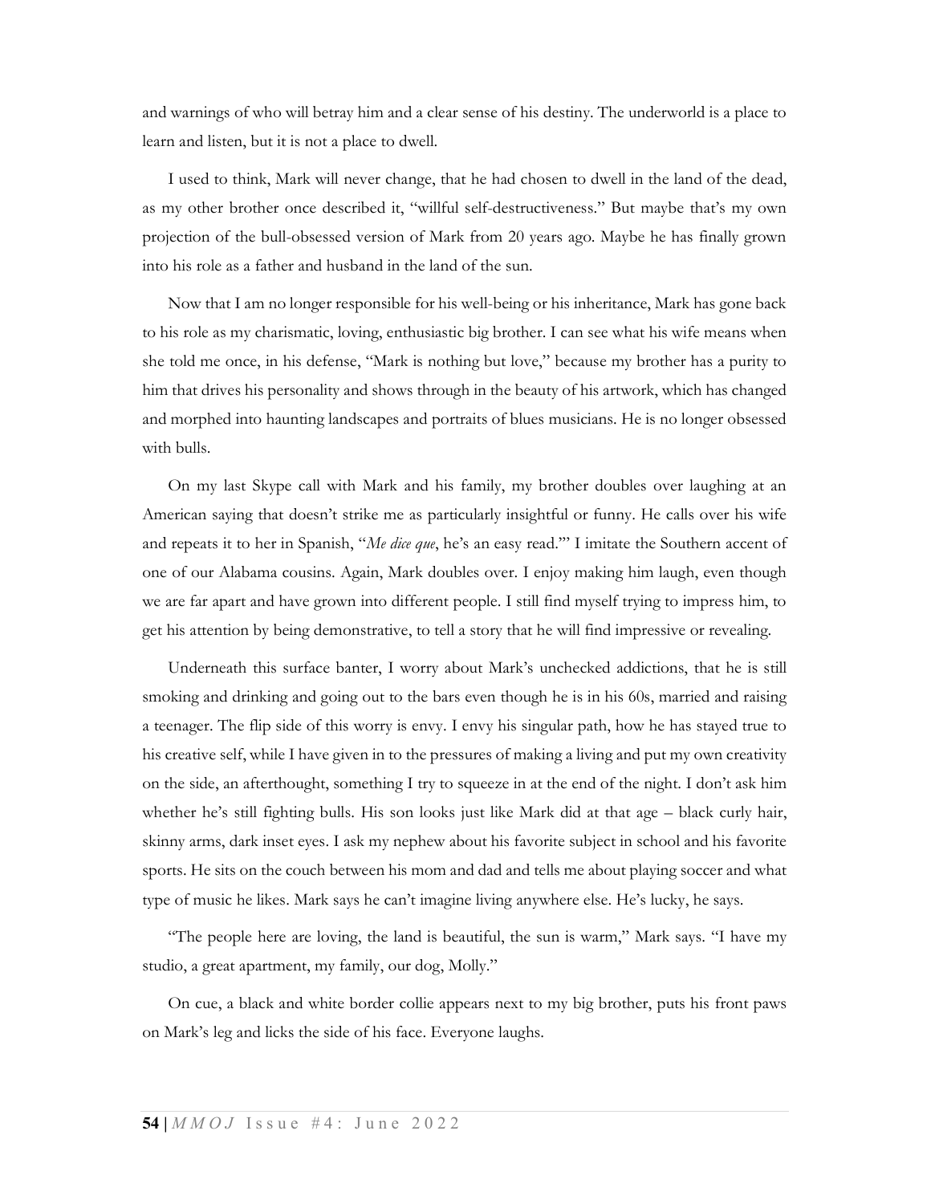and warnings of who will betray him and a clear sense of his destiny. The underworld is a place to learn and listen, but it is not a place to dwell.

I used to think, Mark will never change, that he had chosen to dwell in the land of the dead, as my other brother once described it, "willful self-destructiveness." But maybe that's my own projection of the bull-obsessed version of Mark from 20 years ago. Maybe he has finally grown into his role as a father and husband in the land of the sun.

Now that I am no longer responsible for his well-being or his inheritance, Mark has gone back to his role as my charismatic, loving, enthusiastic big brother. I can see what his wife means when she told me once, in his defense, "Mark is nothing but love," because my brother has a purity to him that drives his personality and shows through in the beauty of his artwork, which has changed and morphed into haunting landscapes and portraits of blues musicians. He is no longer obsessed with bulls.

On my last Skype call with Mark and his family, my brother doubles over laughing at an American saying that doesn't strike me as particularly insightful or funny. He calls over his wife and repeats it to her in Spanish, "*Me dice que*, he's an easy read.'" I imitate the Southern accent of one of our Alabama cousins. Again, Mark doubles over. I enjoy making him laugh, even though we are far apart and have grown into different people. I still find myself trying to impress him, to get his attention by being demonstrative, to tell a story that he will find impressive or revealing.

Underneath this surface banter, I worry about Mark's unchecked addictions, that he is still smoking and drinking and going out to the bars even though he is in his 60s, married and raising a teenager. The flip side of this worry is envy. I envy his singular path, how he has stayed true to his creative self, while I have given in to the pressures of making a living and put my own creativity on the side, an afterthought, something I try to squeeze in at the end of the night. I don't ask him whether he's still fighting bulls. His son looks just like Mark did at that age – black curly hair, skinny arms, dark inset eyes. I ask my nephew about his favorite subject in school and his favorite sports. He sits on the couch between his mom and dad and tells me about playing soccer and what type of music he likes. Mark says he can't imagine living anywhere else. He's lucky, he says.

"The people here are loving, the land is beautiful, the sun is warm," Mark says. "I have my studio, a great apartment, my family, our dog, Molly."

On cue, a black and white border collie appears next to my big brother, puts his front paws on Mark's leg and licks the side of his face. Everyone laughs.